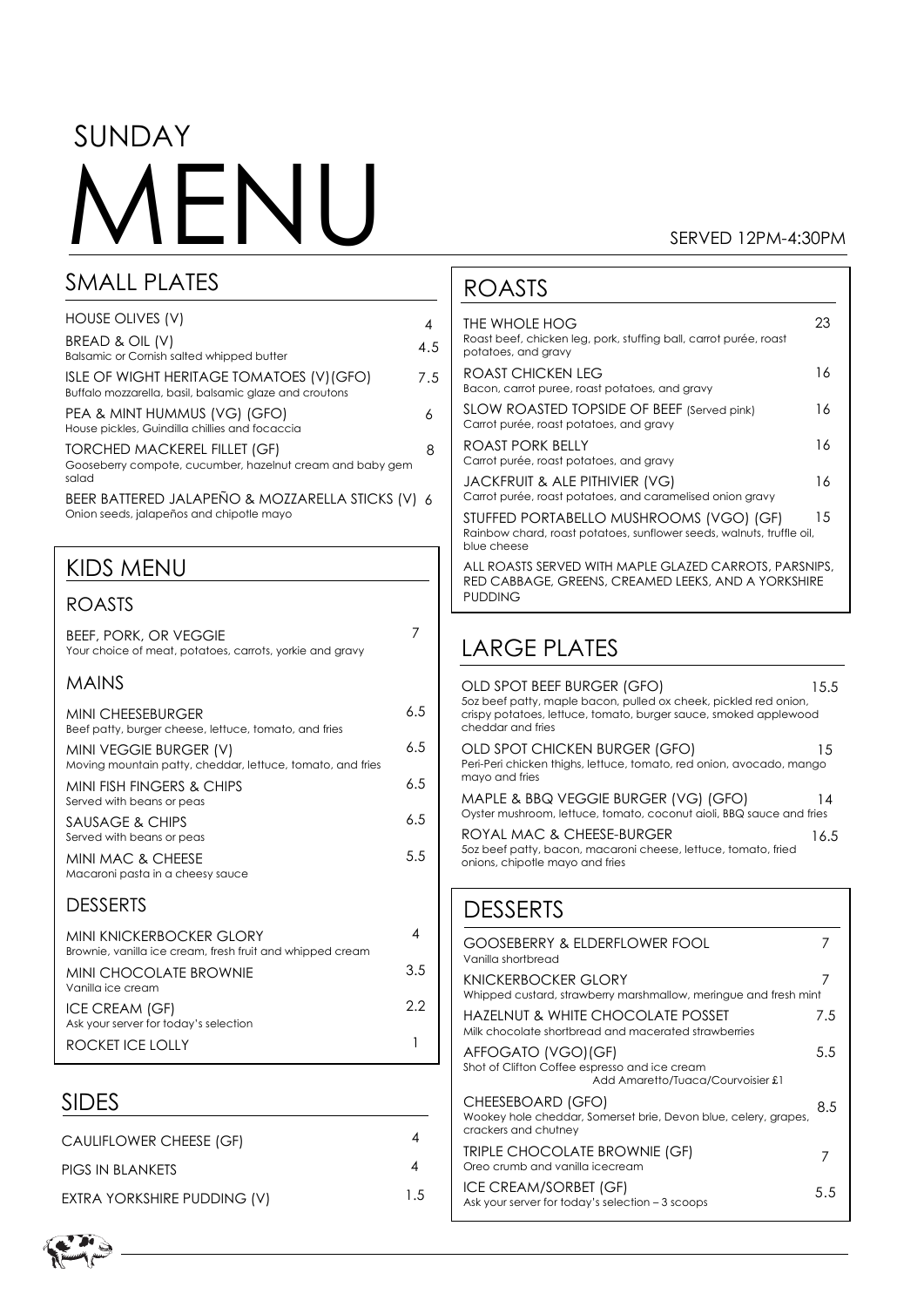# SUNDAY MENU

SERVED 12PM-4:30PM

## SMALL PLATES

| Item | Price |
|---|---|
| HOUSE OLIVES (V) | 4 |
| BREAD & OIL (V)<br>Balsamic or Cornish salted whipped butter | 4.5 |
| ISLE OF WIGHT HERITAGE TOMATOES (V)(GFO)<br>Buffalo mozzarella, basil, balsamic glaze and croutons | 7.5 |
| PEA & MINT HUMMUS (VG) (GFO)<br>House pickles, Guindilla chillies and focaccia | 6 |
| TORCHED MACKEREL FILLET (GF)<br>Gooseberry compote, cucumber, hazelnut cream and baby gem salad | 8 |
| BEER BATTERED JALAPEÑO & MOZZARELLA STICKS (V)<br>Onion seeds, jalapeños and chipotle mayo | 6 |

## KIDS MENU

### ROASTS

| Item | Price |
|---|---|
| BEEF, PORK, OR VEGGIE<br>Your choice of meat, potatoes, carrots, yorkie and gravy | 7 |

### MAINS

| Item | Price |
|---|---|
| MINI CHEESEBURGER<br>Beef patty, burger cheese, lettuce, tomato, and fries | 6.5 |
| MINI VEGGIE BURGER (V)<br>Moving mountain patty, cheddar, lettuce, tomato, and fries | 6.5 |
| MINI FISH FINGERS & CHIPS<br>Served with beans or peas | 6.5 |
| SAUSAGE & CHIPS<br>Served with beans or peas | 6.5 |
| MINI MAC & CHEESE<br>Macaroni pasta in a cheesy sauce | 5.5 |

### DESSERTS

| Item | Price |
|---|---|
| MINI KNICKERBOCKER GLORY<br>Brownie, vanilla ice cream, fresh fruit and whipped cream | 4 |
| MINI CHOCOLATE BROWNIE<br>Vanilla ice cream | 3.5 |
| ICE CREAM (GF)<br>Ask your server for today's selection | 2.2 |
| ROCKET ICE LOLLY | 1 |

## SIDES

| Item | Price |
|---|---|
| CAULIFLOWER CHEESE (GF) | 4 |
| PIGS IN BLANKETS | 4 |
| EXTRA YORKSHIRE PUDDING (V) | 1.5 |

## ROASTS

| Item | Price |
|---|---|
| THE WHOLE HOG<br>Roast beef, chicken leg, pork, stuffing ball, carrot purée, roast potatoes, and gravy | 23 |
| ROAST CHICKEN LEG<br>Bacon, carrot puree, roast potatoes, and gravy | 16 |
| SLOW ROASTED TOPSIDE OF BEEF (Served pink)<br>Carrot purée, roast potatoes, and gravy | 16 |
| ROAST PORK BELLY<br>Carrot purée, roast potatoes, and gravy | 16 |
| JACKFRUIT & ALE PITHIVIER (VG)<br>Carrot purée, roast potatoes, and caramelised onion gravy | 16 |
| STUFFED PORTABELLO MUSHROOMS (VGO) (GF)<br>Rainbow chard, roast potatoes, sunflower seeds, walnuts, truffle oil, blue cheese | 15 |

ALL ROASTS SERVED WITH MAPLE GLAZED CARROTS, PARSNIPS, RED CABBAGE, GREENS, CREAMED LEEKS, AND A YORKSHIRE PUDDING

## LARGE PLATES

| Item | Price |
|---|---|
| OLD SPOT BEEF BURGER (GFO)<br>5oz beef patty, maple bacon, pulled ox cheek, pickled red onion, crispy potatoes, lettuce, tomato, burger sauce, smoked applewood cheddar and fries | 15.5 |
| OLD SPOT CHICKEN BURGER (GFO)<br>Peri-Peri chicken thighs, lettuce, tomato, red onion, avocado, mango mayo and fries | 15 |
| MAPLE & BBQ VEGGIE BURGER (VG) (GFO)<br>Oyster mushroom, lettuce, tomato, coconut aioli, BBQ sauce and fries | 14 |
| ROYAL MAC & CHEESE-BURGER<br>5oz beef patty, bacon, macaroni cheese, lettuce, tomato, fried onions, chipotle mayo and fries | 16.5 |

## DESSERTS

| Item | Price |
|---|---|
| GOOSEBERRY & ELDERFLOWER FOOL<br>Vanilla shortbread | 7 |
| KNICKERBOCKER GLORY<br>Whipped custard, strawberry marshmallow, meringue and fresh mint | 7 |
| HAZELNUT & WHITE CHOCOLATE POSSET<br>Milk chocolate shortbread and macerated strawberries | 7.5 |
| AFFOGATO (VGO)(GF)<br>Shot of Clifton Coffee espresso and ice cream<br>Add Amaretto/Tuaca/Courvoisier £1 | 5.5 |
| CHEESEBOARD (GFO)<br>Wookey hole cheddar, Somerset brie, Devon blue, celery, grapes, crackers and chutney | 8.5 |
| TRIPLE CHOCOLATE BROWNIE (GF)<br>Oreo crumb and vanilla icecream | 7 |
| ICE CREAM/SORBET (GF)<br>Ask your server for today's selection – 3 scoops | 5.5 |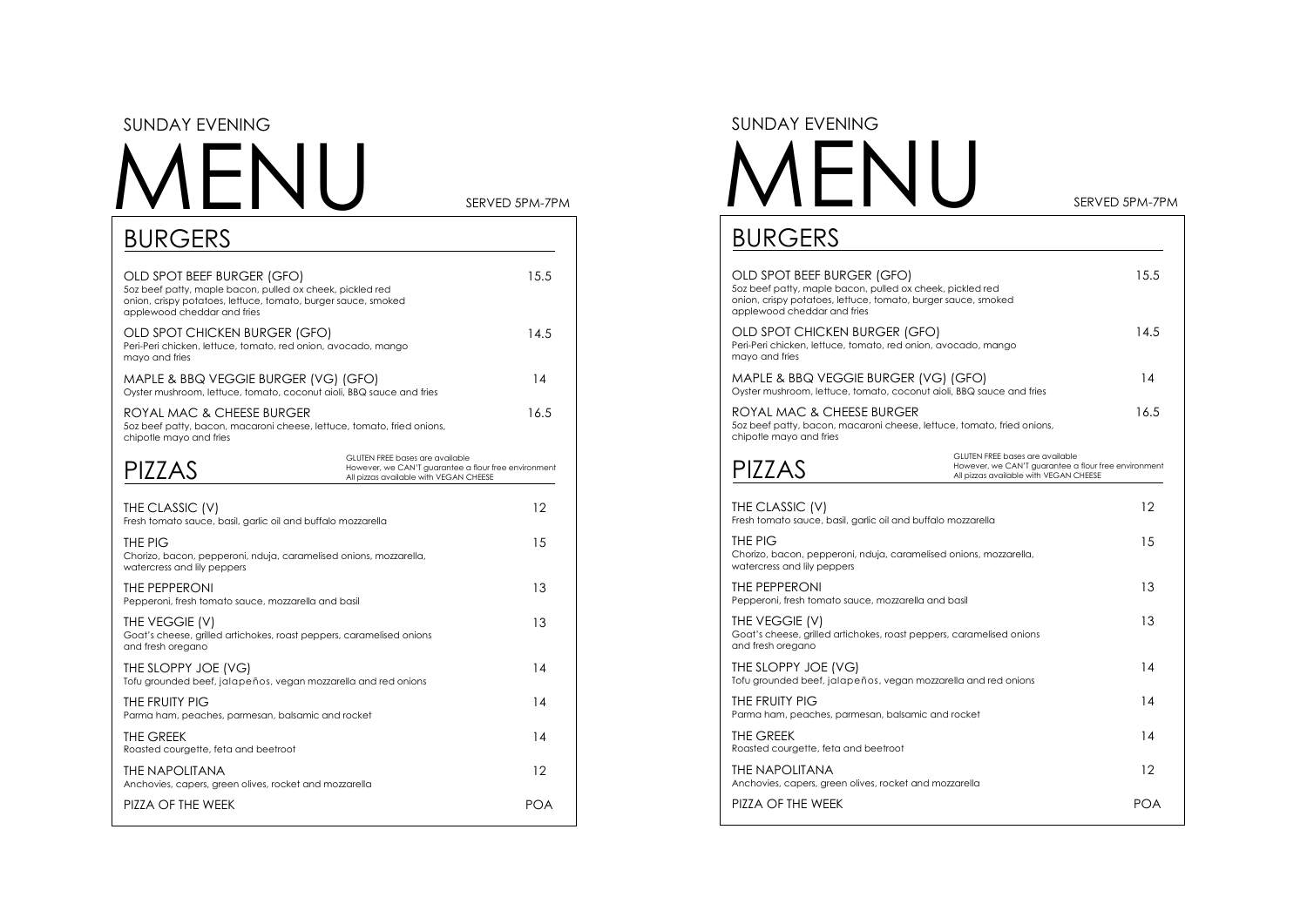SUNDAY EVENING

# MENU

SERVED 5PM-7PM

## BURGERS

| | |
|---|---|
| OLD SPOT BEEF BURGER (GFO)<br>5oz beef patty, maple bacon, pulled ox cheek, pickled red onion, crispy potatoes, lettuce, tomato, burger sauce, smoked applewood cheddar and fries | 15.5 |
| OLD SPOT CHICKEN BURGER (GFO)<br>Peri-Peri chicken, lettuce, tomato, red onion, avocado, mango mayo and fries | 14.5 |
| MAPLE & BBQ VEGGIE BURGER (VG) (GFO)<br>Oyster mushroom, lettuce, tomato, coconut aioli, BBQ sauce and fries | 14 |
| ROYAL MAC & CHEESE BURGER<br>5oz beef patty, bacon, macaroni cheese, lettuce, tomato, fried onions, chipotle mayo and fries | 16.5 |

## PIZZAS

GLUTEN FREE bases are available
However, we CAN'T guarantee a flour free environment
All pizzas available with VEGAN CHEESE

| | |
|---|---|
| THE CLASSIC (V)<br>Fresh tomato sauce, basil, garlic oil and buffalo mozzarella | 12 |
| THE PIG<br>Chorizo, bacon, pepperoni, nduja, caramelised onions, mozzarella, watercress and lily peppers | 15 |
| THE PEPPERONI<br>Pepperoni, fresh tomato sauce, mozzarella and basil | 13 |
| THE VEGGIE (V)<br>Goat's cheese, grilled artichokes, roast peppers, caramelised onions and fresh oregano | 13 |
| THE SLOPPY JOE (VG)<br>Tofu grounded beef, jalapeños, vegan mozzarella and red onions | 14 |
| THE FRUITY PIG<br>Parma ham, peaches, parmesan, balsamic and rocket | 14 |
| THE GREEK<br>Roasted courgette, feta and beetroot | 14 |
| THE NAPOLITANA<br>Anchovies, capers, green olives, rocket and mozzarella | 12 |
| PIZZA OF THE WEEK | POA |

SUNDAY EVENING

# MENU

SERVED 5PM-7PM

## BURGERS

| | |
|---|---|
| OLD SPOT BEEF BURGER (GFO)<br>5oz beef patty, maple bacon, pulled ox cheek, pickled red onion, crispy potatoes, lettuce, tomato, burger sauce, smoked applewood cheddar and fries | 15.5 |
| OLD SPOT CHICKEN BURGER (GFO)<br>Peri-Peri chicken, lettuce, tomato, red onion, avocado, mango mayo and fries | 14.5 |
| MAPLE & BBQ VEGGIE BURGER (VG) (GFO)<br>Oyster mushroom, lettuce, tomato, coconut aioli, BBQ sauce and fries | 14 |
| ROYAL MAC & CHEESE BURGER<br>5oz beef patty, bacon, macaroni cheese, lettuce, tomato, fried onions, chipotle mayo and fries | 16.5 |

## PIZZAS

GLUTEN FREE bases are available
However, we CAN'T guarantee a flour free environment
All pizzas available with VEGAN CHEESE

| | |
|---|---|
| THE CLASSIC (V)<br>Fresh tomato sauce, basil, garlic oil and buffalo mozzarella | 12 |
| THE PIG<br>Chorizo, bacon, pepperoni, nduja, caramelised onions, mozzarella, watercress and lily peppers | 15 |
| THE PEPPERONI<br>Pepperoni, fresh tomato sauce, mozzarella and basil | 13 |
| THE VEGGIE (V)<br>Goat's cheese, grilled artichokes, roast peppers, caramelised onions and fresh oregano | 13 |
| THE SLOPPY JOE (VG)<br>Tofu grounded beef, jalapeños, vegan mozzarella and red onions | 14 |
| THE FRUITY PIG<br>Parma ham, peaches, parmesan, balsamic and rocket | 14 |
| THE GREEK<br>Roasted courgette, feta and beetroot | 14 |
| THE NAPOLITANA<br>Anchovies, capers, green olives, rocket and mozzarella | 12 |
| PIZZA OF THE WEEK | POA |